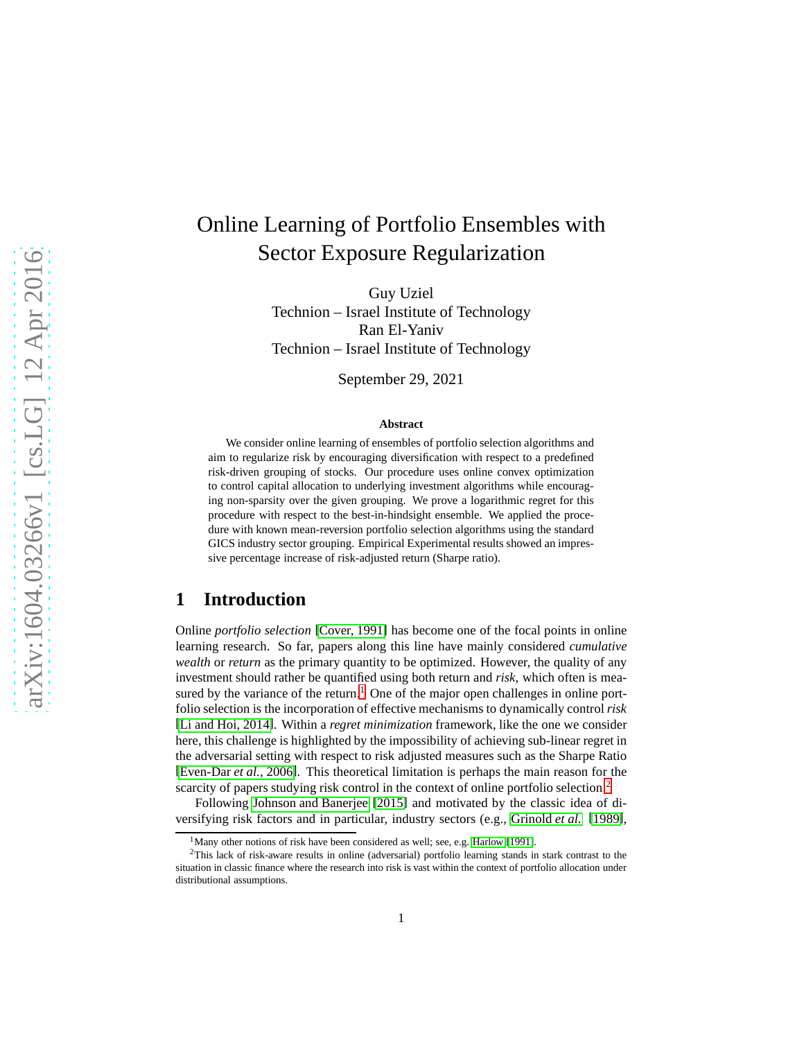# Online Learning of Portfolio Ensembles with Sector Exposure Regularization

Guy Uziel
Technion – Israel Institute of Technology
Ran El-Yaniv
Technion – Israel Institute of Technology

September 29, 2021

### Abstract

We consider online learning of ensembles of portfolio selection algorithms and aim to regularize risk by encouraging diversification with respect to a predefined risk-driven grouping of stocks. Our procedure uses online convex optimization to control capital allocation to underlying investment algorithms while encouraging non-sparsity over the given grouping. We prove a logarithmic regret for this procedure with respect to the best-in-hindsight ensemble. We applied the procedure with known mean-reversion portfolio selection algorithms using the standard GICS industry sector grouping. Empirical Experimental results showed an impressive percentage increase of risk-adjusted return (Sharpe ratio).

## 1 Introduction

Online *portfolio selection* [Cover, 1991] has become one of the focal points in online learning research. So far, papers along this line have mainly considered *cumulative wealth* or *return* as the primary quantity to be optimized. However, the quality of any investment should rather be quantified using both return and *risk*, which often is measured by the variance of the return.[1] One of the major open challenges in online portfolio selection is the incorporation of effective mechanisms to dynamically control *risk* [Li and Hoi, 2014]. Within a *regret minimization* framework, like the one we consider here, this challenge is highlighted by the impossibility of achieving sub-linear regret in the adversarial setting with respect to risk adjusted measures such as the Sharpe Ratio [Even-Dar *et al.*, 2006]. This theoretical limitation is perhaps the main reason for the scarcity of papers studying risk control in the context of online portfolio selection.[2]

Following Johnson and Banerjee [2015] and motivated by the classic idea of diversifying risk factors and in particular, industry sectors (e.g., Grinold *et al.* [1989],

[1] Many other notions of risk have been considered as well; see, e.g. Harlow [1991].

[2] This lack of risk-aware results in online (adversarial) portfolio learning stands in stark contrast to the situation in classic finance where the research into risk is vast within the context of portfolio allocation under distributional assumptions.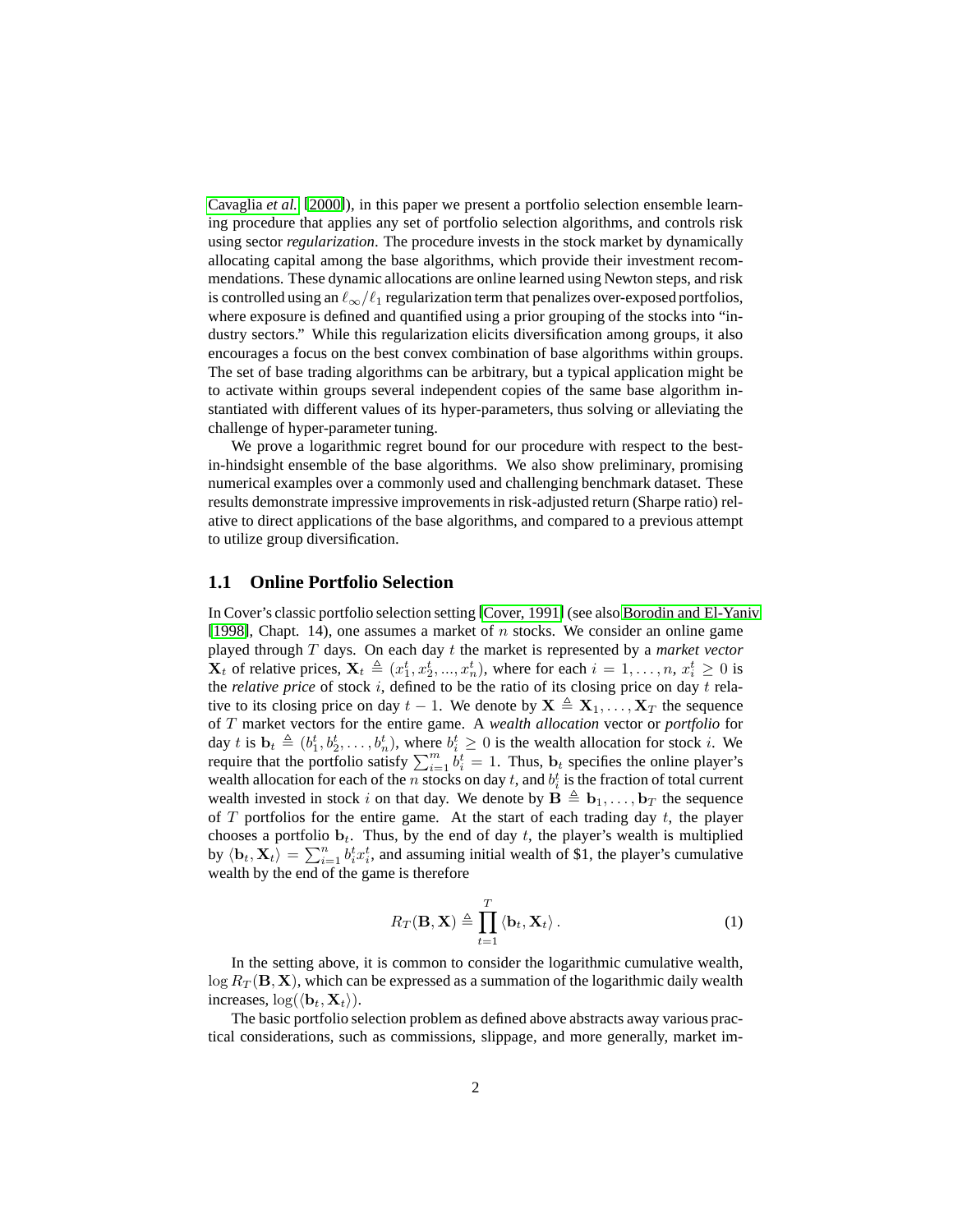Cavaglia *et al.* [2000]), in this paper we present a portfolio selection ensemble learning procedure that applies any set of portfolio selection algorithms, and controls risk using sector *regularization*. The procedure invests in the stock market by dynamically allocating capital among the base algorithms, which provide their investment recommendations. These dynamic allocations are online learned using Newton steps, and risk is controlled using an $\ell_\infty/\ell_1$ regularization term that penalizes over-exposed portfolios, where exposure is defined and quantified using a prior grouping of the stocks into "industry sectors." While this regularization elicits diversification among groups, it also encourages a focus on the best convex combination of base algorithms within groups. The set of base trading algorithms can be arbitrary, but a typical application might be to activate within groups several independent copies of the same base algorithm instantiated with different values of its hyper-parameters, thus solving or alleviating the challenge of hyper-parameter tuning.

We prove a logarithmic regret bound for our procedure with respect to the best-in-hindsight ensemble of the base algorithms. We also show preliminary, promising numerical examples over a commonly used and challenging benchmark dataset. These results demonstrate impressive improvements in risk-adjusted return (Sharpe ratio) relative to direct applications of the base algorithms, and compared to a previous attempt to utilize group diversification.

### 1.1 Online Portfolio Selection

In Cover's classic portfolio selection setting [Cover, 1991] (see also Borodin and El-Yaniv [1998], Chapt. 14), one assumes a market of $n$ stocks. We consider an online game played through $T$ days. On each day $t$ the market is represented by a *market vector* $\mathbf{X}_t$ of relative prices, $\mathbf{X}_t \triangleq (x_1^t, x_2^t, ..., x_n^t)$, where for each $i = 1, \ldots, n$, $x_i^t \geq 0$ is the *relative price* of stock $i$, defined to be the ratio of its closing price on day $t$ relative to its closing price on day $t-1$. We denote by $\mathbf{X} \triangleq \mathbf{X}_1, \ldots, \mathbf{X}_T$ the sequence of $T$ market vectors for the entire game. A *wealth allocation* vector or *portfolio* for day $t$ is $\mathbf{b}_t \triangleq (b_1^t, b_2^t, \ldots, b_n^t)$, where $b_i^t \geq 0$ is the wealth allocation for stock $i$. We require that the portfolio satisfy $\sum_{i=1}^m b_i^t = 1$. Thus, $\mathbf{b}_t$ specifies the online player's wealth allocation for each of the $n$ stocks on day $t$, and $b_i^t$ is the fraction of total current wealth invested in stock $i$ on that day. We denote by $\mathbf{B} \triangleq \mathbf{b}_1, \ldots, \mathbf{b}_T$ the sequence of $T$ portfolios for the entire game. At the start of each trading day $t$, the player chooses a portfolio $\mathbf{b}_t$. Thus, by the end of day $t$, the player's wealth is multiplied by $\langle \mathbf{b}_t, \mathbf{X}_t \rangle = \sum_{i=1}^n b_i^t x_i^t$, and assuming initial wealth of \$1, the player's cumulative wealth by the end of the game is therefore

$$R_T(\mathbf{B}, \mathbf{X}) \triangleq \prod_{t=1}^{T} \langle \mathbf{b}_t, \mathbf{X}_t \rangle \,. \tag{1}$$

In the setting above, it is common to consider the logarithmic cumulative wealth, $\log R_T(\mathbf{B}, \mathbf{X})$, which can be expressed as a summation of the logarithmic daily wealth increases, $\log(\langle \mathbf{b}_t, \mathbf{X}_t \rangle)$.

The basic portfolio selection problem as defined above abstracts away various practical considerations, such as commissions, slippage, and more generally, market im-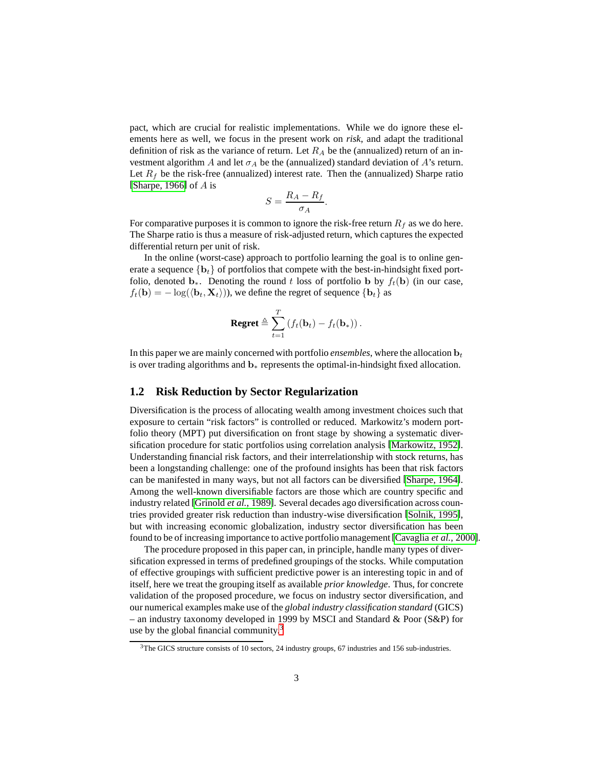pact, which are crucial for realistic implementations. While we do ignore these elements here as well, we focus in the present work on *risk*, and adapt the traditional definition of risk as the variance of return. Let $R_A$ be the (annualized) return of an investment algorithm $A$ and let $\sigma_A$ be the (annualized) standard deviation of $A$'s return. Let $R_f$ be the risk-free (annualized) interest rate. Then the (annualized) Sharpe ratio [Sharpe, 1966] of $A$ is

$$S = \frac{R_A - R_f}{\sigma_A}.$$

For comparative purposes it is common to ignore the risk-free return $R_f$ as we do here. The Sharpe ratio is thus a measure of risk-adjusted return, which captures the expected differential return per unit of risk.

In the online (worst-case) approach to portfolio learning the goal is to online generate a sequence $\{\mathbf{b}_t\}$ of portfolios that compete with the best-in-hindsight fixed portfolio, denoted $\mathbf{b}_*$. Denoting the round $t$ loss of portfolio $\mathbf{b}$ by $f_t(\mathbf{b})$ (in our case, $f_t(\mathbf{b}) = -\log(\langle \mathbf{b}_t, \mathbf{X}_t \rangle)$), we define the regret of sequence $\{\mathbf{b}_t\}$ as

$$\textbf{Regret} \triangleq \sum_{t=1}^{T} \left( f_t(\mathbf{b}_t) - f_t(\mathbf{b}_*) \right).$$

In this paper we are mainly concerned with portfolio *ensembles*, where the allocation $\mathbf{b}_t$ is over trading algorithms and $\mathbf{b}_*$ represents the optimal-in-hindsight fixed allocation.

## 1.2 Risk Reduction by Sector Regularization

Diversification is the process of allocating wealth among investment choices such that exposure to certain "risk factors" is controlled or reduced. Markowitz's modern portfolio theory (MPT) put diversification on front stage by showing a systematic diversification procedure for static portfolios using correlation analysis [Markowitz, 1952]. Understanding financial risk factors, and their interrelationship with stock returns, has been a longstanding challenge: one of the profound insights has been that risk factors can be manifested in many ways, but not all factors can be diversified [Sharpe, 1964]. Among the well-known diversifiable factors are those which are country specific and industry related [Grinold *et al.*, 1989]. Several decades ago diversification across countries provided greater risk reduction than industry-wise diversification [Solnik, 1995], but with increasing economic globalization, industry sector diversification has been found to be of increasing importance to active portfolio management [Cavaglia *et al.*, 2000].

The procedure proposed in this paper can, in principle, handle many types of diversification expressed in terms of predefined groupings of the stocks. While computation of effective groupings with sufficient predictive power is an interesting topic in and of itself, here we treat the grouping itself as available *prior knowledge*. Thus, for concrete validation of the proposed procedure, we focus on industry sector diversification, and our numerical examples make use of the *global industry classification standard* (GICS) – an industry taxonomy developed in 1999 by MSCI and Standard & Poor (S&P) for use by the global financial community.[3]

[3] The GICS structure consists of 10 sectors, 24 industry groups, 67 industries and 156 sub-industries.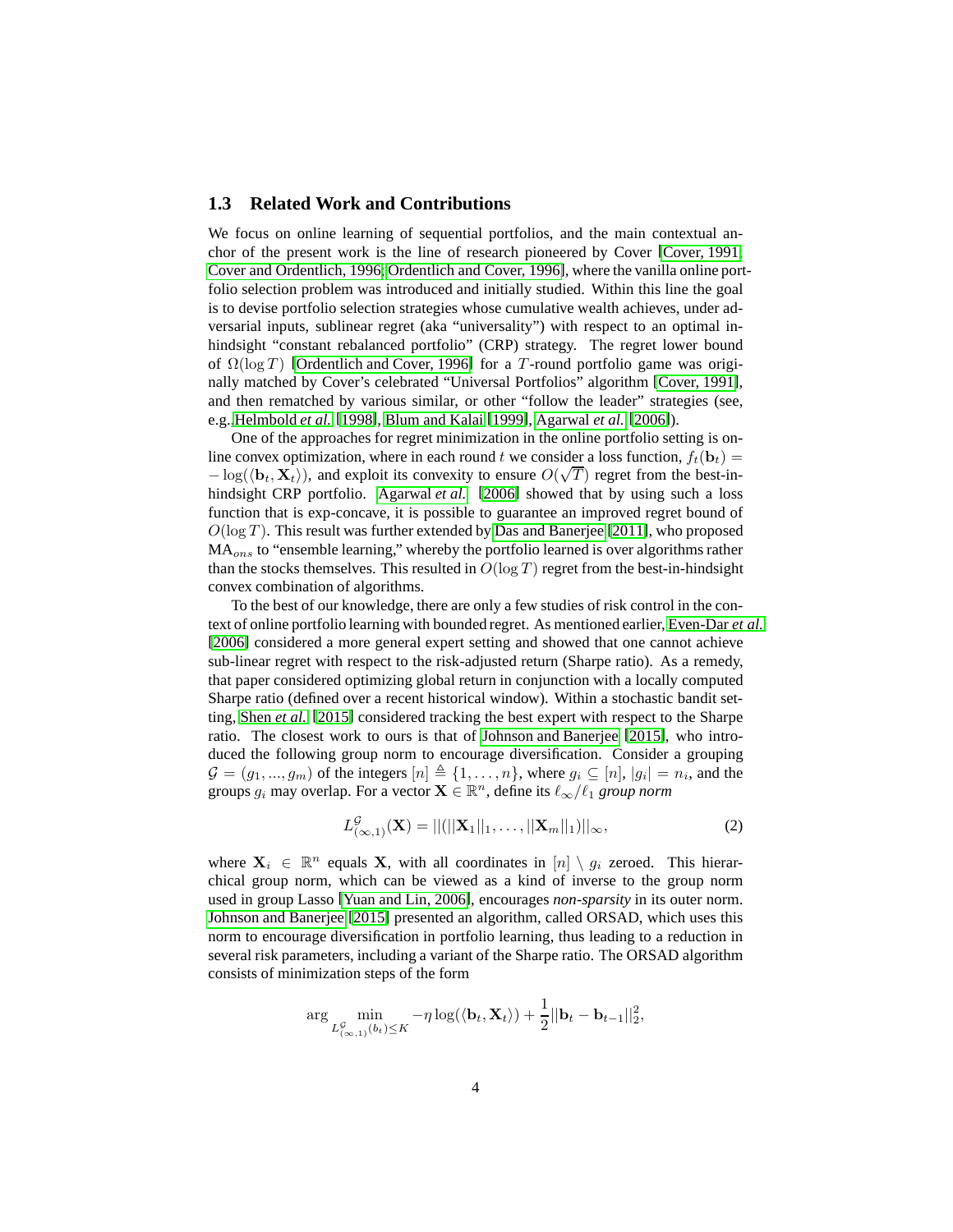### 1.3 Related Work and Contributions

We focus on online learning of sequential portfolios, and the main contextual anchor of the present work is the line of research pioneered by Cover [Cover, 1991; Cover and Ordentlich, 1996; Ordentlich and Cover, 1996], where the vanilla online portfolio selection problem was introduced and initially studied. Within this line the goal is to devise portfolio selection strategies whose cumulative wealth achieves, under adversarial inputs, sublinear regret (aka "universality") with respect to an optimal in-hindsight "constant rebalanced portfolio" (CRP) strategy. The regret lower bound of $\Omega(\log T)$ [Ordentlich and Cover, 1996] for a $T$-round portfolio game was originally matched by Cover's celebrated "Universal Portfolios" algorithm [Cover, 1991], and then rematched by various similar, or other "follow the leader" strategies (see, e.g. Helmbold *et al.* [1998], Blum and Kalai [1999], Agarwal *et al.* [2006]).

One of the approaches for regret minimization in the online portfolio setting is online convex optimization, where in each round $t$ we consider a loss function, $f_t(\mathbf{b}_t) = -\log(\langle \mathbf{b}_t, \mathbf{X}_t \rangle)$, and exploit its convexity to ensure $O(\sqrt{T})$ regret from the best-in-hindsight CRP portfolio. Agarwal *et al.* [2006] showed that by using such a loss function that is exp-concave, it is possible to guarantee an improved regret bound of $O(\log T)$. This result was further extended by Das and Banerjee [2011], who proposed $\text{MA}_{ons}$ to "ensemble learning," whereby the portfolio learned is over algorithms rather than the stocks themselves. This resulted in $O(\log T)$ regret from the best-in-hindsight convex combination of algorithms.

To the best of our knowledge, there are only a few studies of risk control in the context of online portfolio learning with bounded regret. As mentioned earlier, Even-Dar *et al.* [2006] considered a more general expert setting and showed that one cannot achieve sub-linear regret with respect to the risk-adjusted return (Sharpe ratio). As a remedy, that paper considered optimizing global return in conjunction with a locally computed Sharpe ratio (defined over a recent historical window). Within a stochastic bandit setting, Shen *et al.* [2015] considered tracking the best expert with respect to the Sharpe ratio. The closest work to ours is that of Johnson and Banerjee [2015], who introduced the following group norm to encourage diversification. Consider a grouping $\mathcal{G} = (g_1, ..., g_m)$ of the integers $[n] \triangleq \{1, \ldots, n\}$, where $g_i \subseteq [n]$, $|g_i| = n_i$, and the groups $g_i$ may overlap. For a vector $\mathbf{X} \in \mathbb{R}^n$, define its $\ell_\infty/\ell_1$ *group norm*

$$L^{\mathcal{G}}_{(\infty,1)}(\mathbf{X}) = ||(||\mathbf{X}_1||_1, \ldots, ||\mathbf{X}_m||_1)||_\infty, \tag{2}$$

where $\mathbf{X}_i \in \mathbb{R}^n$ equals $\mathbf{X}$, with all coordinates in $[n] \setminus g_i$ zeroed. This hierarchical group norm, which can be viewed as a kind of inverse to the group norm used in group Lasso [Yuan and Lin, 2006], encourages *non-sparsity* in its outer norm. Johnson and Banerjee [2015] presented an algorithm, called ORSAD, which uses this norm to encourage diversification in portfolio learning, thus leading to a reduction in several risk parameters, including a variant of the Sharpe ratio. The ORSAD algorithm consists of minimization steps of the form

$$\arg \min_{L^{\mathcal{G}}_{(\infty,1)}(b_t) \leq K} -\eta \log(\langle \mathbf{b}_t, \mathbf{X}_t \rangle) + \frac{1}{2}||\mathbf{b}_t - \mathbf{b}_{t-1}||_2^2,$$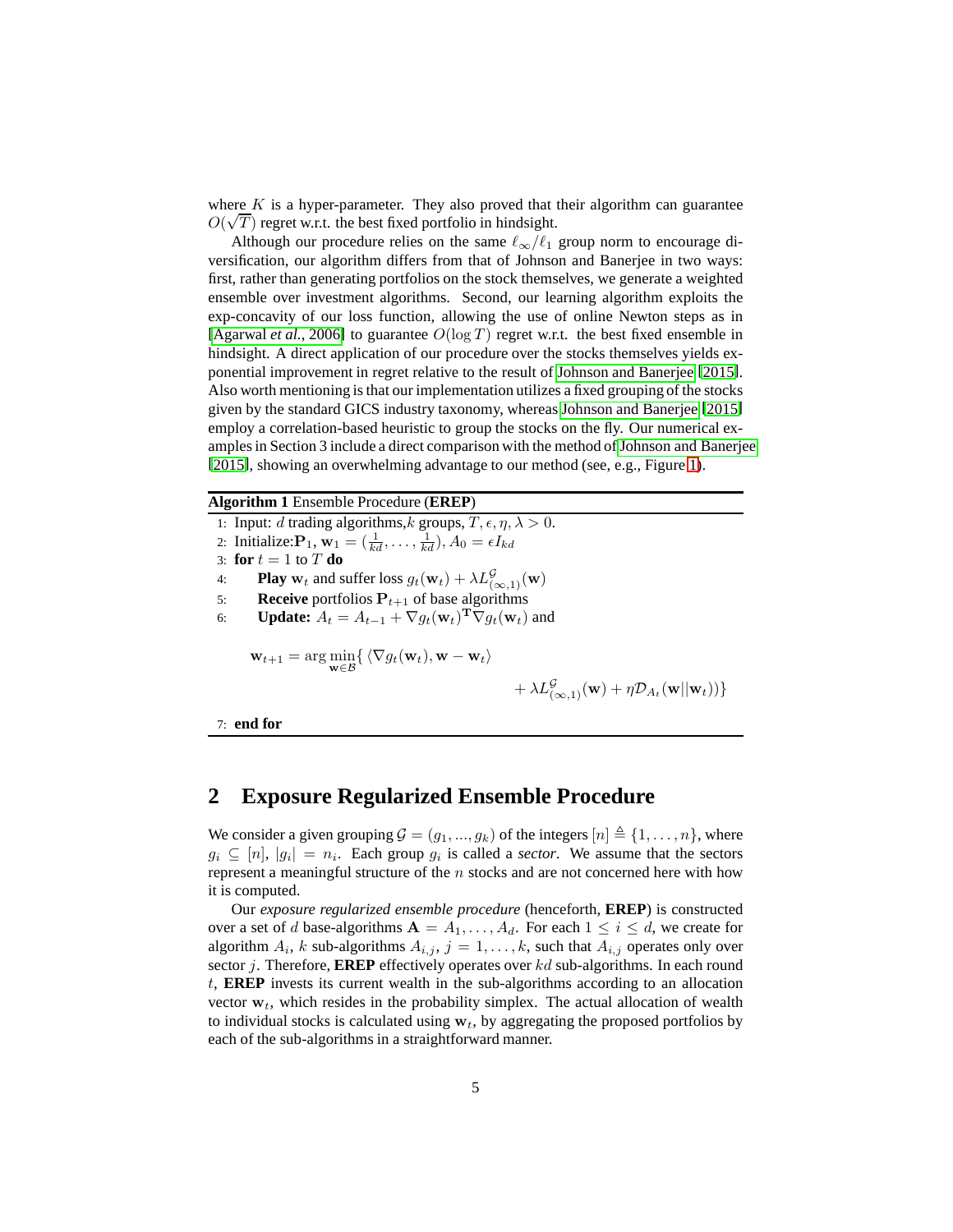where $K$ is a hyper-parameter. They also proved that their algorithm can guarantee $O(\sqrt{T})$ regret w.r.t. the best fixed portfolio in hindsight.

Although our procedure relies on the same $\ell_\infty/\ell_1$ group norm to encourage diversification, our algorithm differs from that of Johnson and Banerjee in two ways: first, rather than generating portfolios on the stock themselves, we generate a weighted ensemble over investment algorithms. Second, our learning algorithm exploits the exp-concavity of our loss function, allowing the use of online Newton steps as in [Agarwal *et al.*, 2006] to guarantee $O(\log T)$ regret w.r.t. the best fixed ensemble in hindsight. A direct application of our procedure over the stocks themselves yields exponential improvement in regret relative to the result of Johnson and Banerjee [2015]. Also worth mentioning is that our implementation utilizes a fixed grouping of the stocks given by the standard GICS industry taxonomy, whereas Johnson and Banerjee [2015] employ a correlation-based heuristic to group the stocks on the fly. Our numerical examples in Section 3 include a direct comparison with the method of Johnson and Banerjee [2015], showing an overwhelming advantage to our method (see, e.g., Figure 1).

**Algorithm 1** Ensemble Procedure (**EREP**)

1: Input: $d$ trading algorithms, $k$ groups, $T, \epsilon, \eta, \lambda > 0$.
2: Initialize: $\mathbf{P}_1$, $\mathbf{w}_1 = (\frac{1}{kd}, \ldots, \frac{1}{kd})$, $A_0 = \epsilon I_{kd}$
3: **for** $t = 1$ to $T$ **do**
4: &nbsp;&nbsp;&nbsp;&nbsp;**Play** $\mathbf{w}_t$ and suffer loss $g_t(\mathbf{w}_t) + \lambda L^{\mathcal{G}}_{(\infty,1)}(\mathbf{w})$
5: &nbsp;&nbsp;&nbsp;&nbsp;**Receive** portfolios $\mathbf{P}_{t+1}$ of base algorithms
6: &nbsp;&nbsp;&nbsp;&nbsp;**Update:** $A_t = A_{t-1} + \nabla g_t(\mathbf{w}_t)^{\mathbf{T}} \nabla g_t(\mathbf{w}_t)$ and

$$\mathbf{w}_{t+1} = \arg\min_{\mathbf{w} \in \mathcal{B}} \{ \langle \nabla g_t(\mathbf{w}_t), \mathbf{w} - \mathbf{w}_t \rangle + \lambda L^{\mathcal{G}}_{(\infty,1)}(\mathbf{w}) + \eta \mathcal{D}_{A_t}(\mathbf{w} || \mathbf{w}_t) \}$$

7: **end for**

## 2 Exposure Regularized Ensemble Procedure

We consider a given grouping $\mathcal{G} = (g_1, ..., g_k)$ of the integers $[n] \triangleq \{1, \ldots, n\}$, where $g_i \subseteq [n]$, $|g_i| = n_i$. Each group $g_i$ is called a *sector*. We assume that the sectors represent a meaningful structure of the $n$ stocks and are not concerned here with how it is computed.

Our *exposure regularized ensemble procedure* (henceforth, **EREP**) is constructed over a set of $d$ base-algorithms $\mathbf{A} = A_1, \ldots, A_d$. For each $1 \le i \le d$, we create for algorithm $A_i$, $k$ sub-algorithms $A_{i,j}$, $j = 1, \ldots, k$, such that $A_{i,j}$ operates only over sector $j$. Therefore, **EREP** effectively operates over $kd$ sub-algorithms. In each round $t$, **EREP** invests its current wealth in the sub-algorithms according to an allocation vector $\mathbf{w}_t$, which resides in the probability simplex. The actual allocation of wealth to individual stocks is calculated using $\mathbf{w}_t$, by aggregating the proposed portfolios by each of the sub-algorithms in a straightforward manner.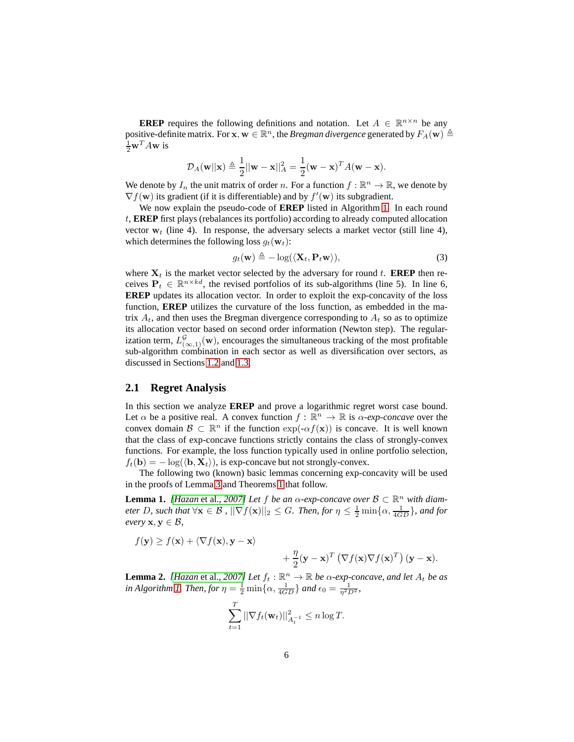**EREP** requires the following definitions and notation. Let $A \in \mathbb{R}^{n \times n}$ be any positive-definite matrix. For $\mathbf{x}, \mathbf{w} \in \mathbb{R}^n$, the *Bregman divergence* generated by $F_A(\mathbf{w}) \triangleq \frac{1}{2}\mathbf{w}^T A \mathbf{w}$ is

$$\mathcal{D}_A(\mathbf{w}||\mathbf{x}) \triangleq \frac{1}{2}||\mathbf{w} - \mathbf{x}||_A^2 = \frac{1}{2}(\mathbf{w} - \mathbf{x})^T A(\mathbf{w} - \mathbf{x}).$$

We denote by $I_n$ the unit matrix of order $n$. For a function $f : \mathbb{R}^n \to \mathbb{R}$, we denote by $\nabla f(\mathbf{w})$ its gradient (if it is differentiable) and by $f'(\mathbf{w})$ its subgradient.

We now explain the pseudo-code of **EREP** listed in Algorithm 1. In each round $t$, **EREP** first plays (rebalances its portfolio) according to already computed allocation vector $\mathbf{w}_t$ (line 4). In response, the adversary selects a market vector (still line 4), which determines the following loss $g_t(\mathbf{w}_t)$:

$$g_t(\mathbf{w}) \triangleq -\log(\langle \mathbf{X}_t, \mathbf{P}_t \mathbf{w} \rangle), \tag{3}$$

where $\mathbf{X}_t$ is the market vector selected by the adversary for round $t$. **EREP** then receives $\mathbf{P}_t \in \mathbb{R}^{n \times kd}$, the revised portfolios of its sub-algorithms (line 5). In line 6, **EREP** updates its allocation vector. In order to exploit the exp-concavity of the loss function, **EREP** utilizes the curvature of the loss function, as embedded in the matrix $A_t$, and then uses the Bregman divergence corresponding to $A_t$ so as to optimize its allocation vector based on second order information (Newton step). The regularization term, $L^{\mathcal{G}}_{(\infty,1)}(\mathbf{w})$, encourages the simultaneous tracking of the most profitable sub-algorithm combination in each sector as well as diversification over sectors, as discussed in Sections 1.2 and 1.3.

## 2.1 Regret Analysis

In this section we analyze **EREP** and prove a logarithmic regret worst case bound. Let $\alpha$ be a positive real. A convex function $f : \mathbb{R}^n \to \mathbb{R}$ is *$\alpha$-exp-concave* over the convex domain $\mathcal{B} \subset \mathbb{R}^n$ if the function $\exp(-\alpha f(\mathbf{x}))$ is concave. It is well known that the class of exp-concave functions strictly contains the class of strongly-convex functions. For example, the loss function typically used in online portfolio selection, $f_t(\mathbf{b}) = -\log(\langle \mathbf{b}, \mathbf{X}_t \rangle)$, is exp-concave but not strongly-convex.

The following two (known) basic lemmas concerning exp-concavity will be used in the proofs of Lemma 3 and Theorems 1 that follow.

**Lemma 1.** *[Hazan et al., 2007] Let $f$ be an $\alpha$-exp-concave over $\mathcal{B} \subset \mathbb{R}^n$ with diameter $D$, such that $\forall \mathbf{x} \in \mathcal{B}$, $||\nabla f(\mathbf{x})||_2 \leq G$. Then, for $\eta \leq \frac{1}{2}\min\{\alpha, \frac{1}{4GD}\}$, and for every $\mathbf{x}, \mathbf{y} \in \mathcal{B}$,*

$$f(\mathbf{y}) \geq f(\mathbf{x}) + \langle \nabla f(\mathbf{x}), \mathbf{y} - \mathbf{x} \rangle + \frac{\eta}{2}(\mathbf{y} - \mathbf{x})^T \left( \nabla f(\mathbf{x}) \nabla f(\mathbf{x})^T \right)(\mathbf{y} - \mathbf{x}).$$

**Lemma 2.** *[Hazan et al., 2007] Let $f_t : \mathbb{R}^n \to \mathbb{R}$ be $\alpha$-exp-concave, and let $A_t$ be as in Algorithm 1. Then, for $\eta = \frac{1}{2}\min\{\alpha, \frac{1}{4GD}\}$ and $\epsilon_0 = \frac{1}{\eta^2 D^2}$,*

$$\sum_{t=1}^{T} ||\nabla f_t(\mathbf{w}_t)||^2_{A_t^{-1}} \leq n \log T.$$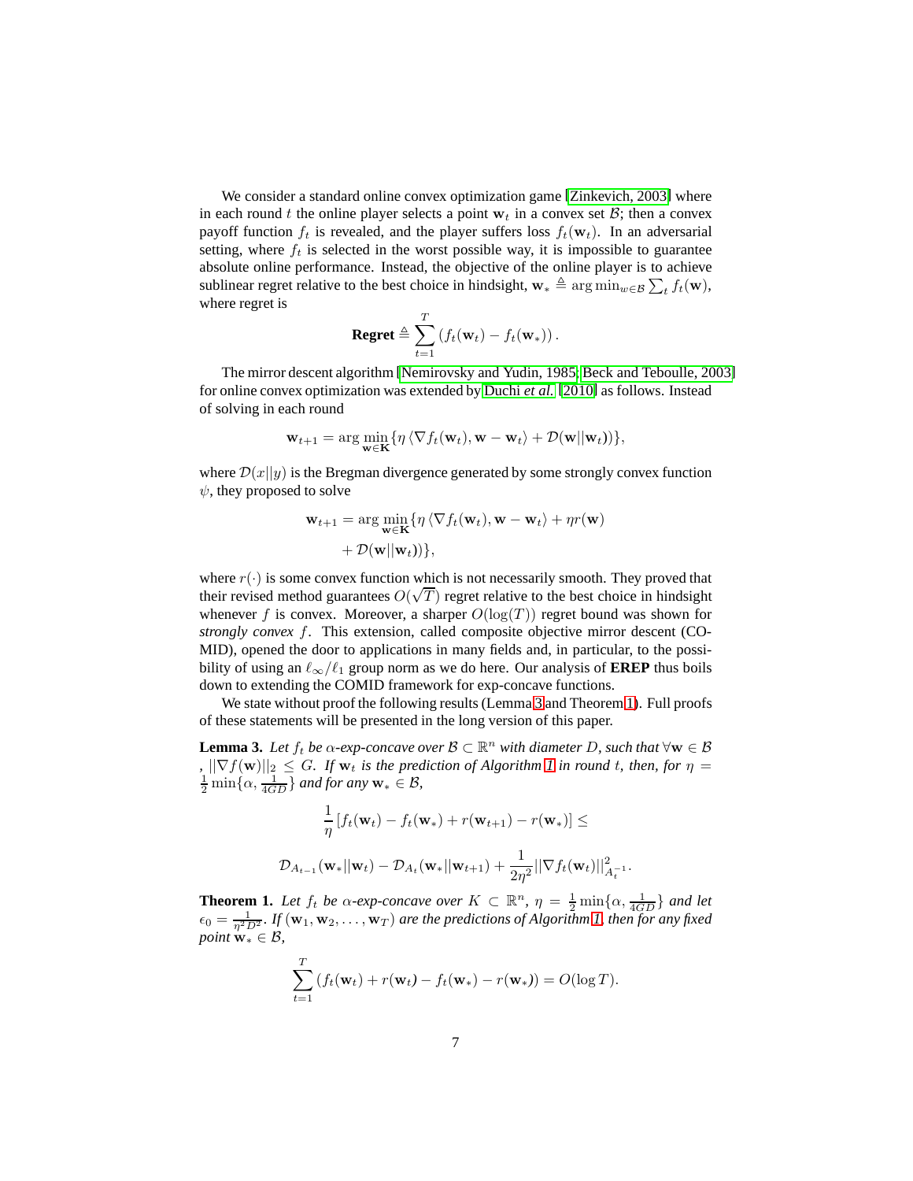We consider a standard online convex optimization game [Zinkevich, 2003] where in each round $t$ the online player selects a point $\mathbf{w}_t$ in a convex set $\mathcal{B}$; then a convex payoff function $f_t$ is revealed, and the player suffers loss $f_t(\mathbf{w}_t)$. In an adversarial setting, where $f_t$ is selected in the worst possible way, it is impossible to guarantee absolute online performance. Instead, the objective of the online player is to achieve sublinear regret relative to the best choice in hindsight, $\mathbf{w}_* \triangleq \arg\min_{w \in \mathcal{B}} \sum_t f_t(\mathbf{w})$, where regret is

$$\textbf{Regret} \triangleq \sum_{t=1}^{T} \left( f_t(\mathbf{w}_t) - f_t(\mathbf{w}_*) \right).$$

The mirror descent algorithm [Nemirovsky and Yudin, 1985; Beck and Teboulle, 2003] for online convex optimization was extended by Duchi *et al.* [2010] as follows. Instead of solving in each round

$$\mathbf{w}_{t+1} = \arg\min_{\mathbf{w} \in \mathbf{K}} \{ \eta \left\langle \nabla f_t(\mathbf{w}_t), \mathbf{w} - \mathbf{w}_t \right\rangle + \mathcal{D}(\mathbf{w} || \mathbf{w}_t)) \},$$

where $\mathcal{D}(x||y)$ is the Bregman divergence generated by some strongly convex function $\psi$, they proposed to solve

$$\begin{aligned} \mathbf{w}_{t+1} = \arg\min_{\mathbf{w} \in \mathbf{K}} \{ & \eta \left\langle \nabla f_t(\mathbf{w}_t), \mathbf{w} - \mathbf{w}_t \right\rangle + \eta r(\mathbf{w}) \\ & + \mathcal{D}(\mathbf{w} || \mathbf{w}_t)) \}, \end{aligned}$$

where $r(\cdot)$ is some convex function which is not necessarily smooth. They proved that their revised method guarantees $O(\sqrt{T})$ regret relative to the best choice in hindsight whenever $f$ is convex. Moreover, a sharper $O(\log(T))$ regret bound was shown for *strongly convex* $f$. This extension, called composite objective mirror descent (COMID), opened the door to applications in many fields and, in particular, to the possibility of using an $\ell_\infty/\ell_1$ group norm as we do here. Our analysis of **EREP** thus boils down to extending the COMID framework for exp-concave functions.

We state without proof the following results (Lemma 3 and Theorem 1). Full proofs of these statements will be presented in the long version of this paper.

**Lemma 3.** *Let $f_t$ be $\alpha$-exp-concave over $\mathcal{B} \subset \mathbb{R}^n$ with diameter $D$, such that $\forall \mathbf{w} \in \mathcal{B}$ , $||\nabla f(\mathbf{w})||_2 \leq G$. If $\mathbf{w}_t$ is the prediction of Algorithm 1 in round $t$, then, for $\eta = \frac{1}{2}\min\{\alpha, \frac{1}{4GD}\}$ and for any $\mathbf{w}_* \in \mathcal{B}$,*

$$\begin{aligned} & \frac{1}{\eta}\left[ f_t(\mathbf{w}_t) - f_t(\mathbf{w}_*) + r(\mathbf{w}_{t+1}) - r(\mathbf{w}_*) \right] \leq \\ & \mathcal{D}_{A_{t-1}}(\mathbf{w}_* || \mathbf{w}_t) - \mathcal{D}_{A_t}(\mathbf{w}_* || \mathbf{w}_{t+1}) + \frac{1}{2\eta^2} ||\nabla f_t(\mathbf{w}_t)||^2_{A_t^{-1}}. \end{aligned}$$

**Theorem 1.** *Let $f_t$ be $\alpha$-exp-concave over $K \subset \mathbb{R}^n$, $\eta = \frac{1}{2}\min\{\alpha, \frac{1}{4GD}\}$ and let $\epsilon_0 = \frac{1}{\eta^2 D^2}$. If $(\mathbf{w}_1, \mathbf{w}_2, \ldots, \mathbf{w}_T)$ are the predictions of Algorithm 1, then for any fixed point $\mathbf{w}_* \in \mathcal{B}$,*

$$\sum_{t=1}^{T} \left( f_t(\mathbf{w}_t) + r(\mathbf{w}_t) - f_t(\mathbf{w}_*) - r(\mathbf{w}_*) \right) = O(\log T).$$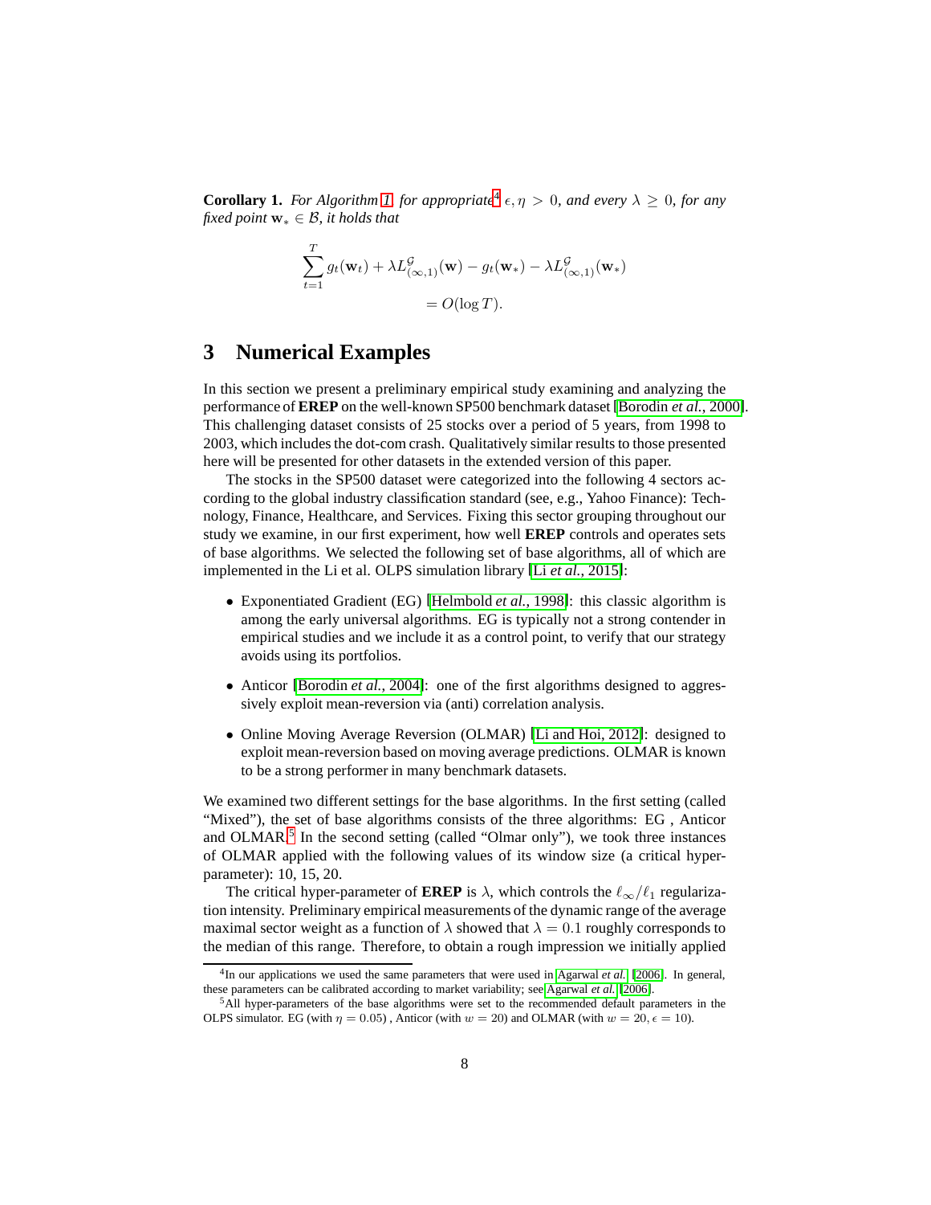**Corollary 1.** *For Algorithm 1, for appropriate*[4] $\epsilon, \eta > 0$*, and every* $\lambda \geq 0$*, for any fixed point* $\mathbf{w}_* \in \mathcal{B}$*, it holds that*

$$\sum_{t=1}^{T} g_t(\mathbf{w}_t) + \lambda L^{\mathcal{G}}_{(\infty,1)}(\mathbf{w}) - g_t(\mathbf{w}_*) - \lambda L^{\mathcal{G}}_{(\infty,1)}(\mathbf{w}_*)$$
$$= O(\log T).$$

# 3 Numerical Examples

In this section we present a preliminary empirical study examining and analyzing the performance of **EREP** on the well-known SP500 benchmark dataset [Borodin *et al.*, 2000]. This challenging dataset consists of 25 stocks over a period of 5 years, from 1998 to 2003, which includes the dot-com crash. Qualitatively similar results to those presented here will be presented for other datasets in the extended version of this paper.

The stocks in the SP500 dataset were categorized into the following 4 sectors according to the global industry classification standard (see, e.g., Yahoo Finance): Technology, Finance, Healthcare, and Services. Fixing this sector grouping throughout our study we examine, in our first experiment, how well **EREP** controls and operates sets of base algorithms. We selected the following set of base algorithms, all of which are implemented in the Li et al. OLPS simulation library [Li *et al.*, 2015]:

- Exponentiated Gradient (EG) [Helmbold *et al.*, 1998]: this classic algorithm is among the early universal algorithms. EG is typically not a strong contender in empirical studies and we include it as a control point, to verify that our strategy avoids using its portfolios.
- Anticor [Borodin *et al.*, 2004]: one of the first algorithms designed to aggressively exploit mean-reversion via (anti) correlation analysis.
- Online Moving Average Reversion (OLMAR) [Li and Hoi, 2012]: designed to exploit mean-reversion based on moving average predictions. OLMAR is known to be a strong performer in many benchmark datasets.

We examined two different settings for the base algorithms. In the first setting (called "Mixed"), the set of base algorithms consists of the three algorithms: EG , Anticor and OLMAR.[5] In the second setting (called "Olmar only"), we took three instances of OLMAR applied with the following values of its window size (a critical hyper-parameter): 10, 15, 20.

The critical hyper-parameter of **EREP** is $\lambda$, which controls the $\ell_\infty/\ell_1$ regularization intensity. Preliminary empirical measurements of the dynamic range of the average maximal sector weight as a function of $\lambda$ showed that $\lambda = 0.1$ roughly corresponds to the median of this range. Therefore, to obtain a rough impression we initially applied

[4] In our applications we used the same parameters that were used in Agarwal *et al.* [2006]. In general, these parameters can be calibrated according to market variability; see Agarwal *et al.* [2006].

[5] All hyper-parameters of the base algorithms were set to the recommended default parameters in the OLPS simulator. EG (with $\eta = 0.05$) , Anticor (with $w = 20$) and OLMAR (with $w = 20, \epsilon = 10$).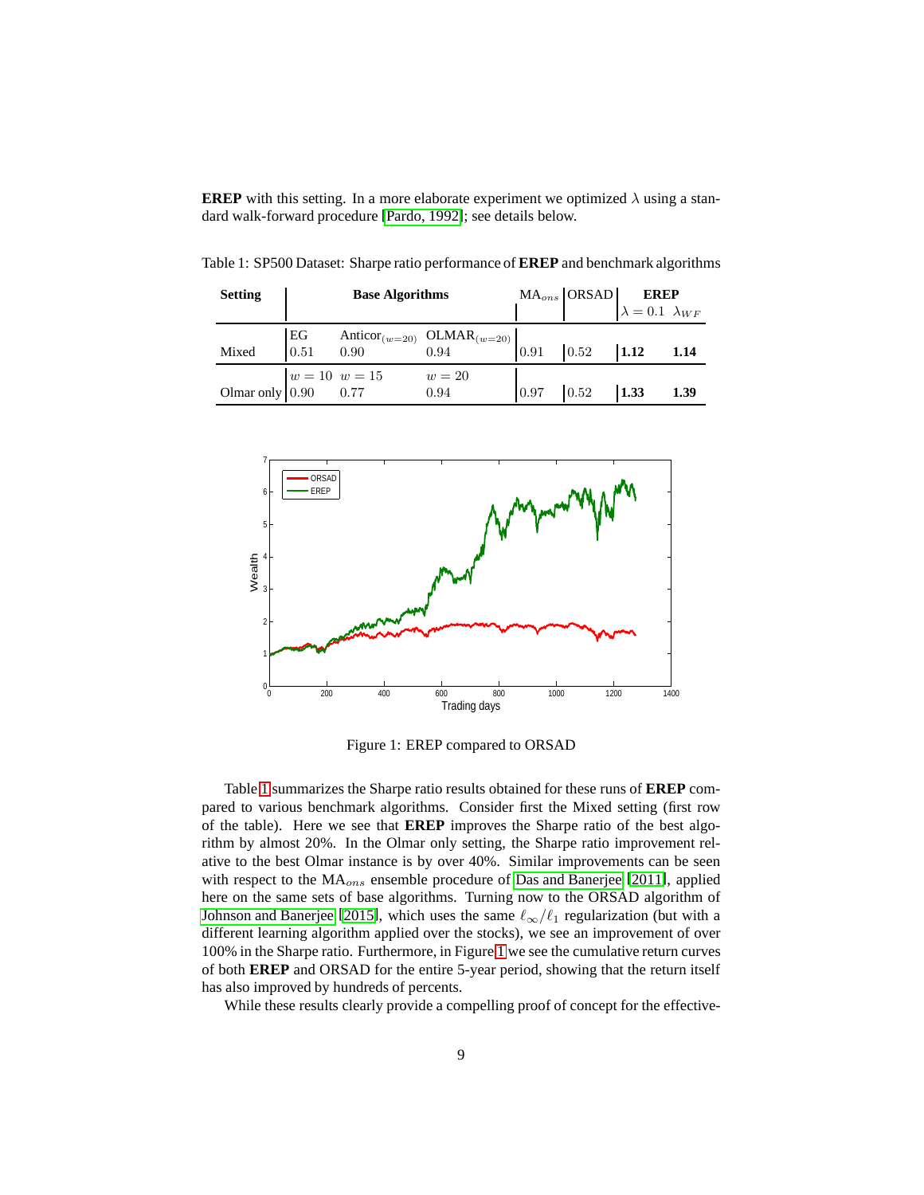**EREP** with this setting. In a more elaborate experiment we optimized $\lambda$ using a standard walk-forward procedure [Pardo, 1992]; see details below.

Table 1: SP500 Dataset: Sharpe ratio performance of **EREP** and benchmark algorithms

| Setting | Base Algorithms | | | $\text{MA}_{ons}$ | ORSAD | **EREP** | |
|---|---|---|---|---|---|---|---|
| | | | | | | $\lambda = 0.1$ | $\lambda_{WF}$ |
| | EG | $\text{Anticor}_{(w=20)}$ | $\text{OLMAR}_{(w=20)}$ | | | | |
| Mixed | 0.51 | 0.90 | 0.94 | 0.91 | 0.52 | **1.12** | **1.14** |
| | $w = 10$ | $w = 15$ | $w = 20$ | | | | |
| Olmar only | 0.90 | 0.77 | 0.94 | 0.97 | 0.52 | **1.33** | **1.39** |

Figure 1: EREP compared to ORSAD

Table 1 summarizes the Sharpe ratio results obtained for these runs of **EREP** compared to various benchmark algorithms. Consider first the Mixed setting (first row of the table). Here we see that **EREP** improves the Sharpe ratio of the best algorithm by almost 20%. In the Olmar only setting, the Sharpe ratio improvement relative to the best Olmar instance is by over 40%. Similar improvements can be seen with respect to the $\text{MA}_{ons}$ ensemble procedure of Das and Banerjee [2011], applied here on the same sets of base algorithms. Turning now to the ORSAD algorithm of Johnson and Banerjee [2015], which uses the same $\ell_\infty/\ell_1$ regularization (but with a different learning algorithm applied over the stocks), we see an improvement of over 100% in the Sharpe ratio. Furthermore, in Figure 1 we see the cumulative return curves of both **EREP** and ORSAD for the entire 5-year period, showing that the return itself has also improved by hundreds of percents.

While these results clearly provide a compelling proof of concept for the effective-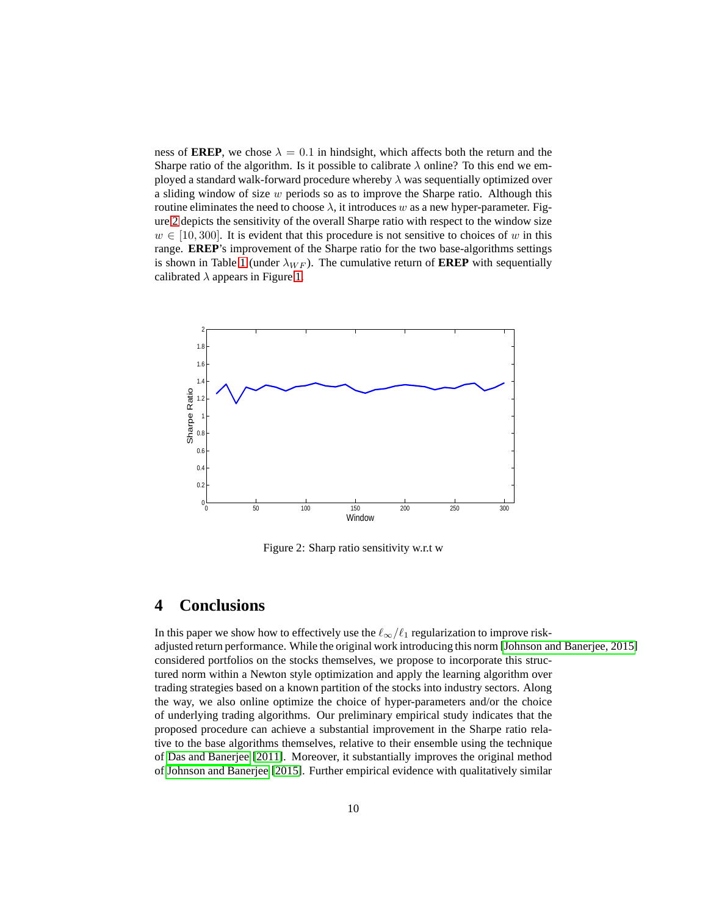ness of **EREP**, we chose $\lambda = 0.1$ in hindsight, which affects both the return and the Sharpe ratio of the algorithm. Is it possible to calibrate $\lambda$ online? To this end we employed a standard walk-forward procedure whereby $\lambda$ was sequentially optimized over a sliding window of size $w$ periods so as to improve the Sharpe ratio. Although this routine eliminates the need to choose $\lambda$, it introduces $w$ as a new hyper-parameter. Figure 2 depicts the sensitivity of the overall Sharpe ratio with respect to the window size $w \in [10, 300]$. It is evident that this procedure is not sensitive to choices of $w$ in this range. **EREP**'s improvement of the Sharpe ratio for the two base-algorithms settings is shown in Table 1 (under $\lambda_{WF}$). The cumulative return of **EREP** with sequentially calibrated $\lambda$ appears in Figure 1.

Figure 2: Sharp ratio sensitivity w.r.t w

# 4 Conclusions

In this paper we show how to effectively use the $\ell_\infty/\ell_1$ regularization to improve risk-adjusted return performance. While the original work introducing this norm [Johnson and Banerjee, 2015] considered portfolios on the stocks themselves, we propose to incorporate this structured norm within a Newton style optimization and apply the learning algorithm over trading strategies based on a known partition of the stocks into industry sectors. Along the way, we also online optimize the choice of hyper-parameters and/or the choice of underlying trading algorithms. Our preliminary empirical study indicates that the proposed procedure can achieve a substantial improvement in the Sharpe ratio relative to the base algorithms themselves, relative to their ensemble using the technique of Das and Banerjee [2011]. Moreover, it substantially improves the original method of Johnson and Banerjee [2015]. Further empirical evidence with qualitatively similar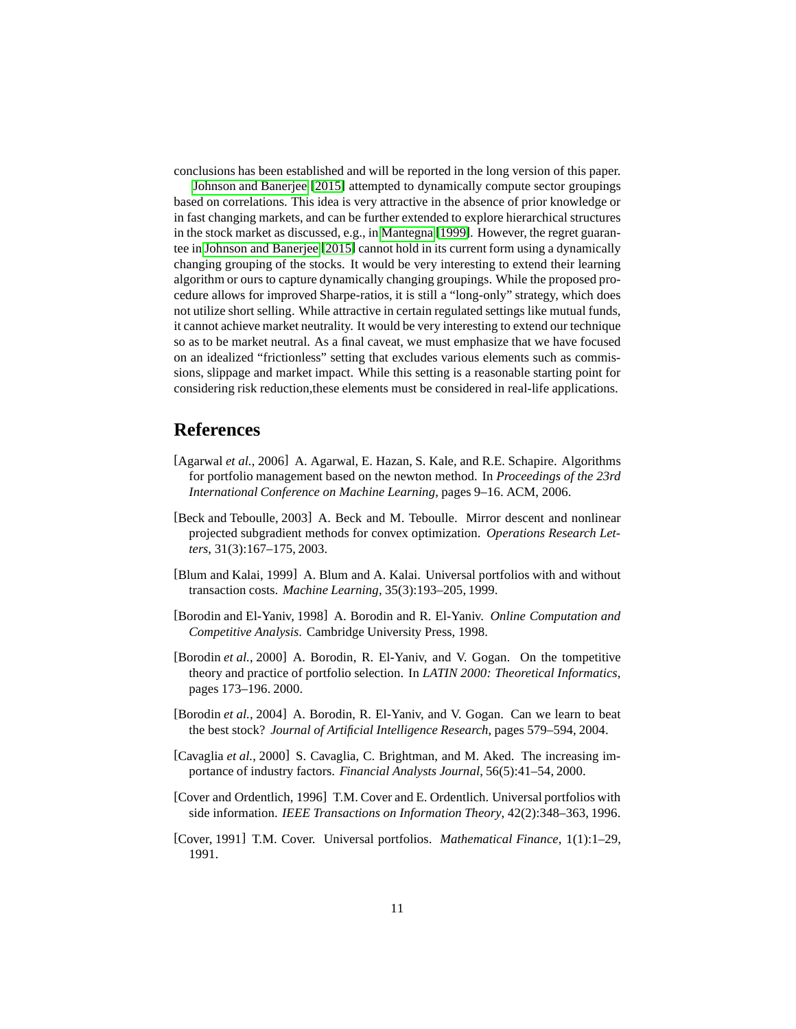conclusions has been established and will be reported in the long version of this paper.

Johnson and Banerjee [2015] attempted to dynamically compute sector groupings based on correlations. This idea is very attractive in the absence of prior knowledge or in fast changing markets, and can be further extended to explore hierarchical structures in the stock market as discussed, e.g., in Mantegna [1999]. However, the regret guarantee in Johnson and Banerjee [2015] cannot hold in its current form using a dynamically changing grouping of the stocks. It would be very interesting to extend their learning algorithm or ours to capture dynamically changing groupings. While the proposed procedure allows for improved Sharpe-ratios, it is still a "long-only" strategy, which does not utilize short selling. While attractive in certain regulated settings like mutual funds, it cannot achieve market neutrality. It would be very interesting to extend our technique so as to be market neutral. As a final caveat, we must emphasize that we have focused on an idealized "frictionless" setting that excludes various elements such as commissions, slippage and market impact. While this setting is a reasonable starting point for considering risk reduction,these elements must be considered in real-life applications.

## References

[Agarwal *et al.*, 2006] A. Agarwal, E. Hazan, S. Kale, and R.E. Schapire. Algorithms for portfolio management based on the newton method. In *Proceedings of the 23rd International Conference on Machine Learning*, pages 9–16. ACM, 2006.

[Beck and Teboulle, 2003] A. Beck and M. Teboulle. Mirror descent and nonlinear projected subgradient methods for convex optimization. *Operations Research Letters*, 31(3):167–175, 2003.

[Blum and Kalai, 1999] A. Blum and A. Kalai. Universal portfolios with and without transaction costs. *Machine Learning*, 35(3):193–205, 1999.

[Borodin and El-Yaniv, 1998] A. Borodin and R. El-Yaniv. *Online Computation and Competitive Analysis*. Cambridge University Press, 1998.

[Borodin *et al.*, 2000] A. Borodin, R. El-Yaniv, and V. Gogan. On the tompetitive theory and practice of portfolio selection. In *LATIN 2000: Theoretical Informatics*, pages 173–196. 2000.

[Borodin *et al.*, 2004] A. Borodin, R. El-Yaniv, and V. Gogan. Can we learn to beat the best stock? *Journal of Artificial Intelligence Research*, pages 579–594, 2004.

[Cavaglia *et al.*, 2000] S. Cavaglia, C. Brightman, and M. Aked. The increasing importance of industry factors. *Financial Analysts Journal*, 56(5):41–54, 2000.

[Cover and Ordentlich, 1996] T.M. Cover and E. Ordentlich. Universal portfolios with side information. *IEEE Transactions on Information Theory*, 42(2):348–363, 1996.

[Cover, 1991] T.M. Cover. Universal portfolios. *Mathematical Finance*, 1(1):1–29, 1991.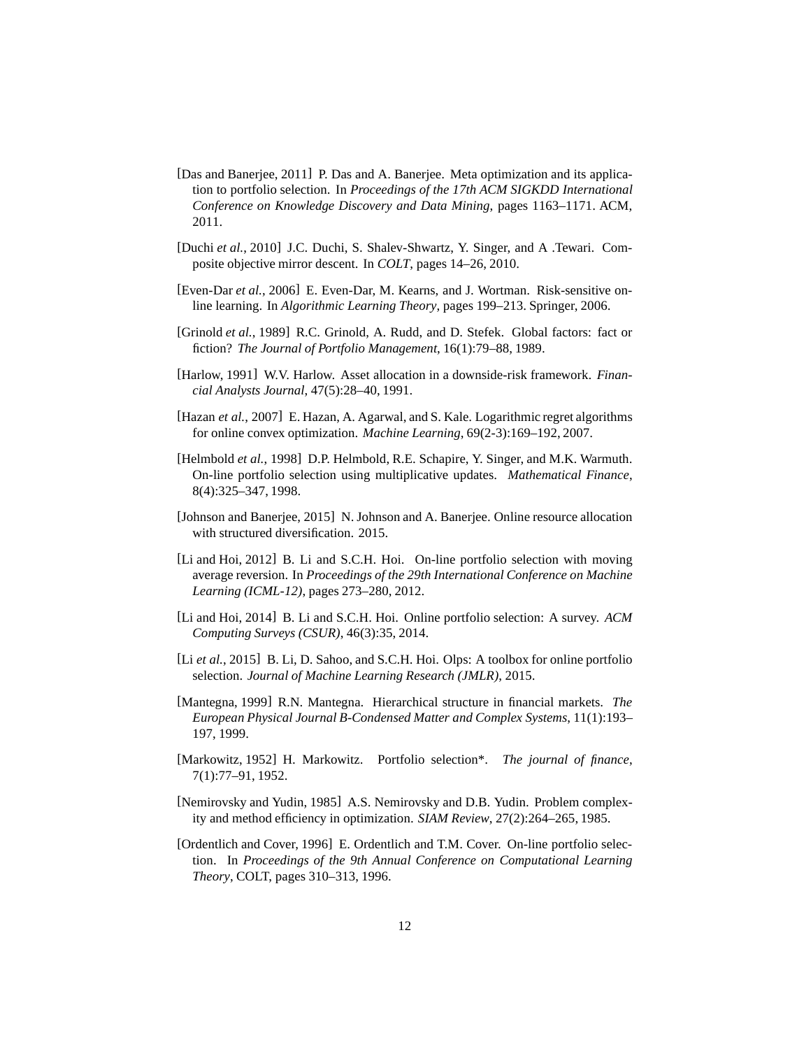[Das and Banerjee, 2011] P. Das and A. Banerjee. Meta optimization and its application to portfolio selection. In *Proceedings of the 17th ACM SIGKDD International Conference on Knowledge Discovery and Data Mining*, pages 1163–1171. ACM, 2011.

[Duchi *et al.*, 2010] J.C. Duchi, S. Shalev-Shwartz, Y. Singer, and A .Tewari. Composite objective mirror descent. In *COLT*, pages 14–26, 2010.

[Even-Dar *et al.*, 2006] E. Even-Dar, M. Kearns, and J. Wortman. Risk-sensitive online learning. In *Algorithmic Learning Theory*, pages 199–213. Springer, 2006.

[Grinold *et al.*, 1989] R.C. Grinold, A. Rudd, and D. Stefek. Global factors: fact or fiction? *The Journal of Portfolio Management*, 16(1):79–88, 1989.

[Harlow, 1991] W.V. Harlow. Asset allocation in a downside-risk framework. *Financial Analysts Journal*, 47(5):28–40, 1991.

[Hazan *et al.*, 2007] E. Hazan, A. Agarwal, and S. Kale. Logarithmic regret algorithms for online convex optimization. *Machine Learning*, 69(2-3):169–192, 2007.

[Helmbold *et al.*, 1998] D.P. Helmbold, R.E. Schapire, Y. Singer, and M.K. Warmuth. On-line portfolio selection using multiplicative updates. *Mathematical Finance*, 8(4):325–347, 1998.

[Johnson and Banerjee, 2015] N. Johnson and A. Banerjee. Online resource allocation with structured diversification. 2015.

[Li and Hoi, 2012] B. Li and S.C.H. Hoi. On-line portfolio selection with moving average reversion. In *Proceedings of the 29th International Conference on Machine Learning (ICML-12)*, pages 273–280, 2012.

[Li and Hoi, 2014] B. Li and S.C.H. Hoi. Online portfolio selection: A survey. *ACM Computing Surveys (CSUR)*, 46(3):35, 2014.

[Li *et al.*, 2015] B. Li, D. Sahoo, and S.C.H. Hoi. Olps: A toolbox for online portfolio selection. *Journal of Machine Learning Research (JMLR)*, 2015.

[Mantegna, 1999] R.N. Mantegna. Hierarchical structure in financial markets. *The European Physical Journal B-Condensed Matter and Complex Systems*, 11(1):193–197, 1999.

[Markowitz, 1952] H. Markowitz. Portfolio selection*. *The journal of finance*, 7(1):77–91, 1952.

[Nemirovsky and Yudin, 1985] A.S. Nemirovsky and D.B. Yudin. Problem complexity and method efficiency in optimization. *SIAM Review*, 27(2):264–265, 1985.

[Ordentlich and Cover, 1996] E. Ordentlich and T.M. Cover. On-line portfolio selection. In *Proceedings of the 9th Annual Conference on Computational Learning Theory*, COLT, pages 310–313, 1996.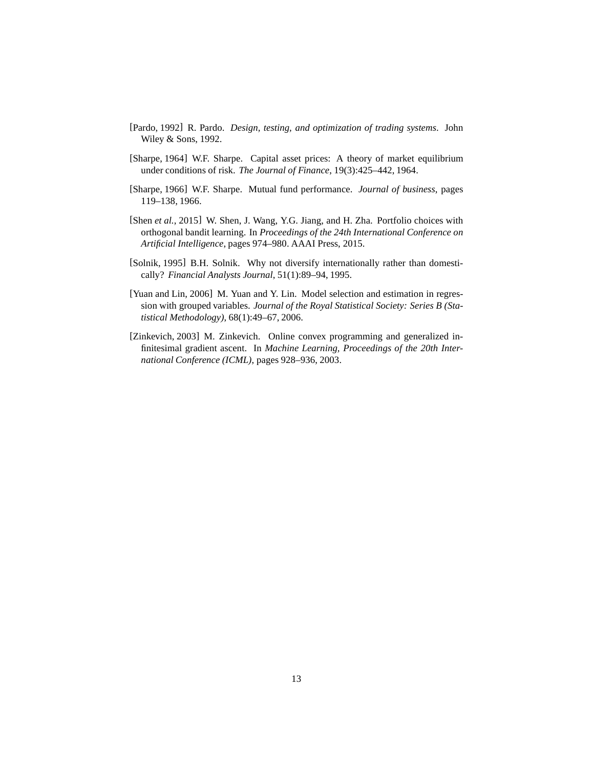[Pardo, 1992] R. Pardo. *Design, testing, and optimization of trading systems*. John Wiley & Sons, 1992.

[Sharpe, 1964] W.F. Sharpe. Capital asset prices: A theory of market equilibrium under conditions of risk. *The Journal of Finance*, 19(3):425–442, 1964.

[Sharpe, 1966] W.F. Sharpe. Mutual fund performance. *Journal of business*, pages 119–138, 1966.

[Shen *et al.*, 2015] W. Shen, J. Wang, Y.G. Jiang, and H. Zha. Portfolio choices with orthogonal bandit learning. In *Proceedings of the 24th International Conference on Artificial Intelligence*, pages 974–980. AAAI Press, 2015.

[Solnik, 1995] B.H. Solnik. Why not diversify internationally rather than domestically? *Financial Analysts Journal*, 51(1):89–94, 1995.

[Yuan and Lin, 2006] M. Yuan and Y. Lin. Model selection and estimation in regression with grouped variables. *Journal of the Royal Statistical Society: Series B (Statistical Methodology)*, 68(1):49–67, 2006.

[Zinkevich, 2003] M. Zinkevich. Online convex programming and generalized infinitesimal gradient ascent. In *Machine Learning, Proceedings of the 20th International Conference (ICML)*, pages 928–936, 2003.